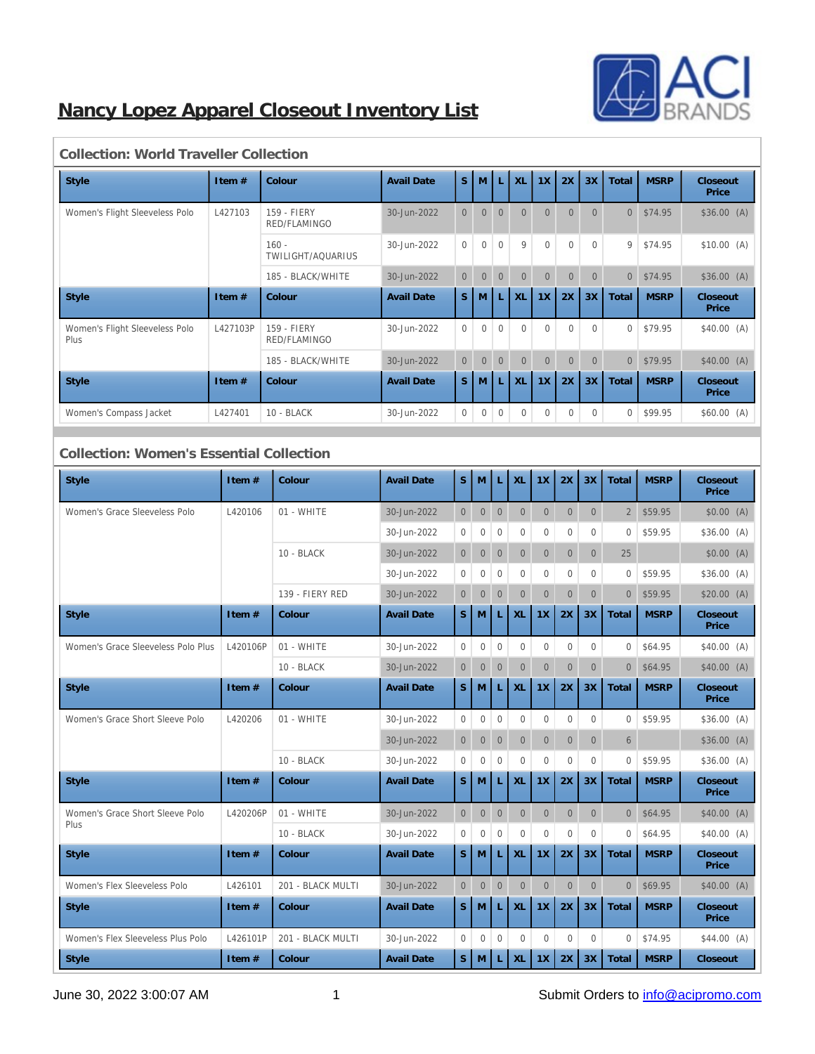# Nancy Lopez Apparel Closeout Inventory List

## Collection: World Traveller Collection

| Style | Item # | Colour | Avail Date | S | M | L | XL | 1X | 2X | 3X | Total | MSRP | Closeout Price |
|---|---|---|---|---|---|---|---|---|---|---|---|---|---|
| Women's Flight Sleeveless Polo | L427103 | 159 - FIERY RED/FLAMINGO | 30-Jun-2022 | 0 | 0 | 0 | 0 | 0 | 0 | 0 | 0 | $74.95 | $36.00 (A) |
| | | 160 - TWILIGHT/AQUARIUS | 30-Jun-2022 | 0 | 0 | 0 | 9 | 0 | 0 | 0 | 9 | $74.95 | $10.00 (A) |
| | | 185 - BLACK/WHITE | 30-Jun-2022 | 0 | 0 | 0 | 0 | 0 | 0 | 0 | 0 | $74.95 | $36.00 (A) |

| Style | Item # | Colour | Avail Date | S | M | L | XL | 1X | 2X | 3X | Total | MSRP | Closeout Price |
|---|---|---|---|---|---|---|---|---|---|---|---|---|---|
| Women's Flight Sleeveless Polo Plus | L427103P | 159 - FIERY RED/FLAMINGO | 30-Jun-2022 | 0 | 0 | 0 | 0 | 0 | 0 | 0 | 0 | $79.95 | $40.00 (A) |
| | | 185 - BLACK/WHITE | 30-Jun-2022 | 0 | 0 | 0 | 0 | 0 | 0 | 0 | 0 | $79.95 | $40.00 (A) |

| Style | Item # | Colour | Avail Date | S | M | L | XL | 1X | 2X | 3X | Total | MSRP | Closeout Price |
|---|---|---|---|---|---|---|---|---|---|---|---|---|---|
| Women's Compass Jacket | L427401 | 10 - BLACK | 30-Jun-2022 | 0 | 0 | 0 | 0 | 0 | 0 | 0 | 0 | $99.95 | $60.00 (A) |

## Collection: Women's Essential Collection

| Style | Item # | Colour | Avail Date | S | M | L | XL | 1X | 2X | 3X | Total | MSRP | Closeout Price |
|---|---|---|---|---|---|---|---|---|---|---|---|---|---|
| Women's Grace Sleeveless Polo | L420106 | 01 - WHITE | 30-Jun-2022 | 0 | 0 | 0 | 0 | 0 | 0 | 0 | 2 | $59.95 | $0.00 (A) |
| | | | 30-Jun-2022 | 0 | 0 | 0 | 0 | 0 | 0 | 0 | 0 | $59.95 | $36.00 (A) |
| | | 10 - BLACK | 30-Jun-2022 | 0 | 0 | 0 | 0 | 0 | 0 | 0 | 25 | | $0.00 (A) |
| | | | 30-Jun-2022 | 0 | 0 | 0 | 0 | 0 | 0 | 0 | 0 | $59.95 | $36.00 (A) |
| | | 139 - FIERY RED | 30-Jun-2022 | 0 | 0 | 0 | 0 | 0 | 0 | 0 | 0 | $59.95 | $20.00 (A) |

| Style | Item # | Colour | Avail Date | S | M | L | XL | 1X | 2X | 3X | Total | MSRP | Closeout Price |
|---|---|---|---|---|---|---|---|---|---|---|---|---|---|
| Women's Grace Sleeveless Polo Plus | L420106P | 01 - WHITE | 30-Jun-2022 | 0 | 0 | 0 | 0 | 0 | 0 | 0 | 0 | $64.95 | $40.00 (A) |
| | | 10 - BLACK | 30-Jun-2022 | 0 | 0 | 0 | 0 | 0 | 0 | 0 | 0 | $64.95 | $40.00 (A) |

| Style | Item # | Colour | Avail Date | S | M | L | XL | 1X | 2X | 3X | Total | MSRP | Closeout Price |
|---|---|---|---|---|---|---|---|---|---|---|---|---|---|
| Women's Grace Short Sleeve Polo | L420206 | 01 - WHITE | 30-Jun-2022 | 0 | 0 | 0 | 0 | 0 | 0 | 0 | 0 | $59.95 | $36.00 (A) |
| | | | 30-Jun-2022 | 0 | 0 | 0 | 0 | 0 | 0 | 0 | 6 | | $36.00 (A) |
| | | 10 - BLACK | 30-Jun-2022 | 0 | 0 | 0 | 0 | 0 | 0 | 0 | 0 | $59.95 | $36.00 (A) |

| Style | Item # | Colour | Avail Date | S | M | L | XL | 1X | 2X | 3X | Total | MSRP | Closeout Price |
|---|---|---|---|---|---|---|---|---|---|---|---|---|---|
| Women's Grace Short Sleeve Polo Plus | L420206P | 01 - WHITE | 30-Jun-2022 | 0 | 0 | 0 | 0 | 0 | 0 | 0 | 0 | $64.95 | $40.00 (A) |
| | | 10 - BLACK | 30-Jun-2022 | 0 | 0 | 0 | 0 | 0 | 0 | 0 | 0 | $64.95 | $40.00 (A) |

| Style | Item # | Colour | Avail Date | S | M | L | XL | 1X | 2X | 3X | Total | MSRP | Closeout Price |
|---|---|---|---|---|---|---|---|---|---|---|---|---|---|
| Women's Flex Sleeveless Polo | L426101 | 201 - BLACK MULTI | 30-Jun-2022 | 0 | 0 | 0 | 0 | 0 | 0 | 0 | 0 | $69.95 | $40.00 (A) |

| Style | Item # | Colour | Avail Date | S | M | L | XL | 1X | 2X | 3X | Total | MSRP | Closeout Price |
|---|---|---|---|---|---|---|---|---|---|---|---|---|---|
| Women's Flex Sleeveless Plus Polo | L426101P | 201 - BLACK MULTI | 30-Jun-2022 | 0 | 0 | 0 | 0 | 0 | 0 | 0 | 0 | $74.95 | $44.00 (A) |

| Style | Item # | Colour | Avail Date | S | M | L | XL | 1X | 2X | 3X | Total | MSRP | Closeout |
|---|---|---|---|---|---|---|---|---|---|---|---|---|---|

June 30, 2022 3:00:07 AM

Submit Orders to info@acipromo.com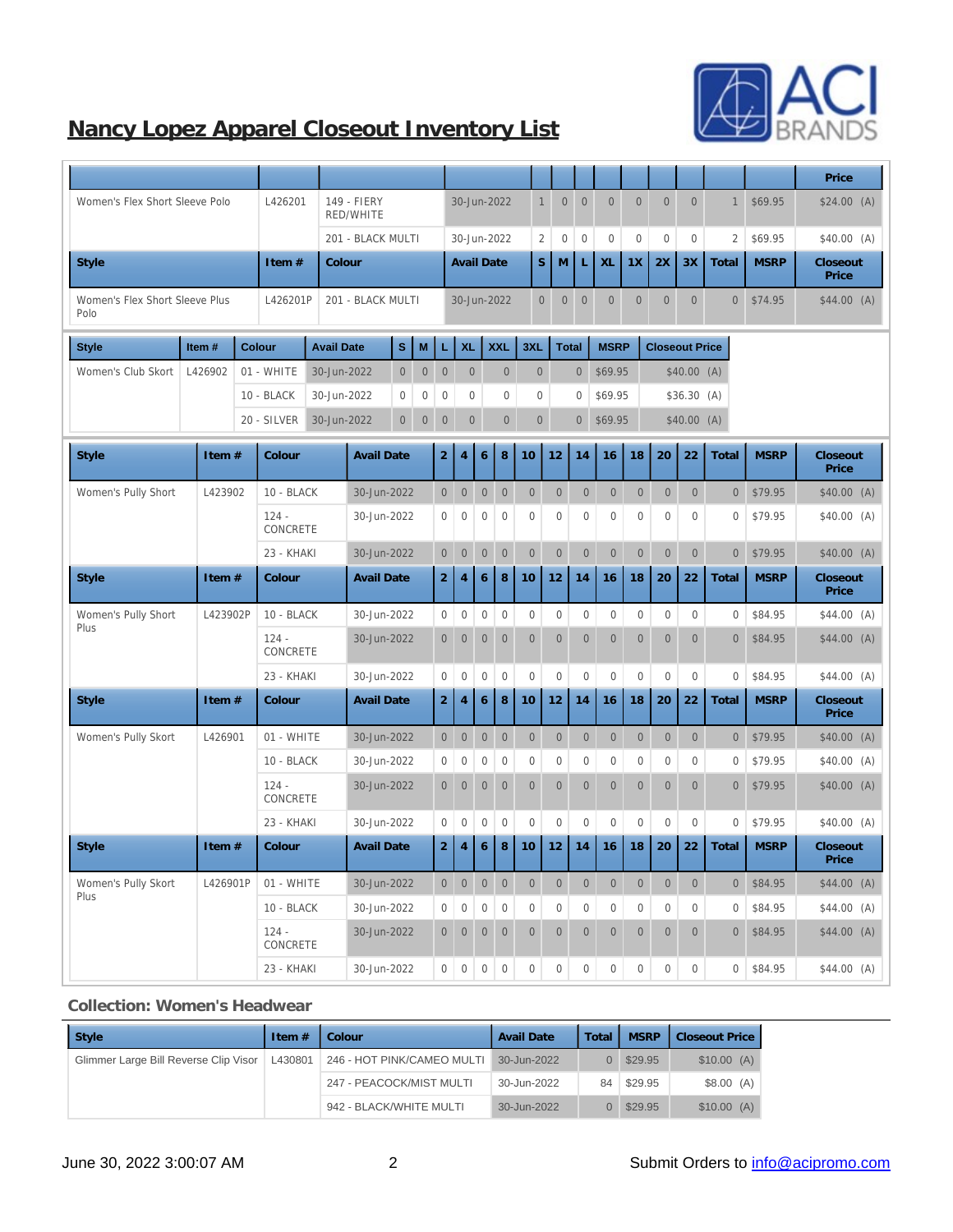## Nancy Lopez Apparel Closeout Inventory List

| | | | | | | | | | | | | | Price |
|---|---|---|---|---|---|---|---|---|---|---|---|---|---|
| Women's Flex Short Sleeve Polo | L426201 | 149 - FIERY RED/WHITE | 30-Jun-2022 | 1 | 0 | 0 | 0 | 0 | 0 | 0 | 1 | $69.95 | $24.00 (A) |
| | | 201 - BLACK MULTI | 30-Jun-2022 | 2 | 0 | 0 | 0 | 0 | 0 | 0 | 2 | $69.95 | $40.00 (A) |

| Style | Item # | Colour | Avail Date | S | M | L | XL | 1X | 2X | 3X | Total | MSRP | Closeout Price |
|---|---|---|---|---|---|---|---|---|---|---|---|---|---|
| Women's Flex Short Sleeve Plus Polo | L426201P | 201 - BLACK MULTI | 30-Jun-2022 | 0 | 0 | 0 | 0 | 0 | 0 | 0 | 0 | $74.95 | $44.00 (A) |

| Style | Item # | Colour | Avail Date | S | M | L | XL | XXL | 3XL | Total | MSRP | Closeout Price |
|---|---|---|---|---|---|---|---|---|---|---|---|---|
| Women's Club Skort | L426902 | 01 - WHITE | 30-Jun-2022 | 0 | 0 | 0 | 0 | 0 | 0 | 0 | $69.95 | $40.00 (A) |
| | | 10 - BLACK | 30-Jun-2022 | 0 | 0 | 0 | 0 | 0 | 0 | 0 | $69.95 | $36.30 (A) |
| | | 20 - SILVER | 30-Jun-2022 | 0 | 0 | 0 | 0 | 0 | 0 | 0 | $69.95 | $40.00 (A) |

| Style | Item # | Colour | Avail Date | 2 | 4 | 6 | 8 | 10 | 12 | 14 | 16 | 18 | 20 | 22 | Total | MSRP | Closeout Price |
|---|---|---|---|---|---|---|---|---|---|---|---|---|---|---|---|---|---|
| Women's Pully Short | L423902 | 10 - BLACK | 30-Jun-2022 | 0 | 0 | 0 | 0 | 0 | 0 | 0 | 0 | 0 | 0 | 0 | 0 | $79.95 | $40.00 (A) |
| | | 124 - CONCRETE | 30-Jun-2022 | 0 | 0 | 0 | 0 | 0 | 0 | 0 | 0 | 0 | 0 | 0 | 0 | $79.95 | $40.00 (A) |
| | | 23 - KHAKI | 30-Jun-2022 | 0 | 0 | 0 | 0 | 0 | 0 | 0 | 0 | 0 | 0 | 0 | 0 | $79.95 | $40.00 (A) |

| Style | Item # | Colour | Avail Date | 2 | 4 | 6 | 8 | 10 | 12 | 14 | 16 | 18 | 20 | 22 | Total | MSRP | Closeout Price |
|---|---|---|---|---|---|---|---|---|---|---|---|---|---|---|---|---|---|
| Women's Pully Short Plus | L423902P | 10 - BLACK | 30-Jun-2022 | 0 | 0 | 0 | 0 | 0 | 0 | 0 | 0 | 0 | 0 | 0 | 0 | $84.95 | $44.00 (A) |
| | | 124 - CONCRETE | 30-Jun-2022 | 0 | 0 | 0 | 0 | 0 | 0 | 0 | 0 | 0 | 0 | 0 | 0 | $84.95 | $44.00 (A) |
| | | 23 - KHAKI | 30-Jun-2022 | 0 | 0 | 0 | 0 | 0 | 0 | 0 | 0 | 0 | 0 | 0 | 0 | $84.95 | $44.00 (A) |

| Style | Item # | Colour | Avail Date | 2 | 4 | 6 | 8 | 10 | 12 | 14 | 16 | 18 | 20 | 22 | Total | MSRP | Closeout Price |
|---|---|---|---|---|---|---|---|---|---|---|---|---|---|---|---|---|---|
| Women's Pully Skort | L426901 | 01 - WHITE | 30-Jun-2022 | 0 | 0 | 0 | 0 | 0 | 0 | 0 | 0 | 0 | 0 | 0 | 0 | $79.95 | $40.00 (A) |
| | | 10 - BLACK | 30-Jun-2022 | 0 | 0 | 0 | 0 | 0 | 0 | 0 | 0 | 0 | 0 | 0 | 0 | $79.95 | $40.00 (A) |
| | | 124 - CONCRETE | 30-Jun-2022 | 0 | 0 | 0 | 0 | 0 | 0 | 0 | 0 | 0 | 0 | 0 | 0 | $79.95 | $40.00 (A) |
| | | 23 - KHAKI | 30-Jun-2022 | 0 | 0 | 0 | 0 | 0 | 0 | 0 | 0 | 0 | 0 | 0 | 0 | $79.95 | $40.00 (A) |

| Style | Item # | Colour | Avail Date | 2 | 4 | 6 | 8 | 10 | 12 | 14 | 16 | 18 | 20 | 22 | Total | MSRP | Closeout Price |
|---|---|---|---|---|---|---|---|---|---|---|---|---|---|---|---|---|---|
| Women's Pully Skort Plus | L426901P | 01 - WHITE | 30-Jun-2022 | 0 | 0 | 0 | 0 | 0 | 0 | 0 | 0 | 0 | 0 | 0 | 0 | $84.95 | $44.00 (A) |
| | | 10 - BLACK | 30-Jun-2022 | 0 | 0 | 0 | 0 | 0 | 0 | 0 | 0 | 0 | 0 | 0 | 0 | $84.95 | $44.00 (A) |
| | | 124 - CONCRETE | 30-Jun-2022 | 0 | 0 | 0 | 0 | 0 | 0 | 0 | 0 | 0 | 0 | 0 | 0 | $84.95 | $44.00 (A) |
| | | 23 - KHAKI | 30-Jun-2022 | 0 | 0 | 0 | 0 | 0 | 0 | 0 | 0 | 0 | 0 | 0 | 0 | $84.95 | $44.00 (A) |

### Collection: Women's Headwear

| Style | Item # | Colour | Avail Date | Total | MSRP | Closeout Price |
|---|---|---|---|---|---|---|
| Glimmer Large Bill Reverse Clip Visor | L430801 | 246 - HOT PINK/CAMEO MULTI | 30-Jun-2022 | 0 | $29.95 | $10.00 (A) |
| | | 247 - PEACOCK/MIST MULTI | 30-Jun-2022 | 84 | $29.95 | $8.00 (A) |
| | | 942 - BLACK/WHITE MULTI | 30-Jun-2022 | 0 | $29.95 | $10.00 (A) |

June 30, 2022 3:00:07 AM

Submit Orders to info@acipromo.com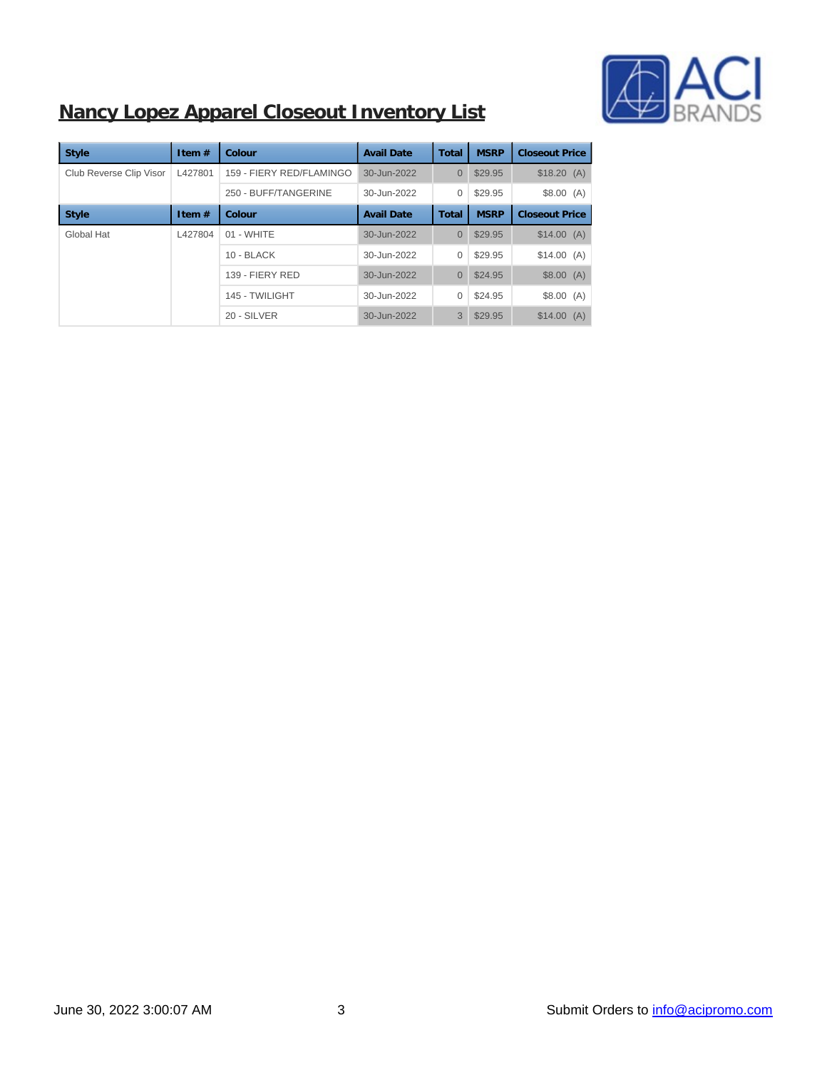## Nancy Lopez Apparel Closeout Inventory List

| Style | Item # | Colour | Avail Date | Total | MSRP | Closeout Price |
|---|---|---|---|---|---|---|
| Club Reverse Clip Visor | L427801 | 159 - FIERY RED/FLAMINGO | 30-Jun-2022 | 0 | $29.95 | $18.20 (A) |
| | | 250 - BUFF/TANGERINE | 30-Jun-2022 | 0 | $29.95 | $8.00 (A) |

| Style | Item # | Colour | Avail Date | Total | MSRP | Closeout Price |
|---|---|---|---|---|---|---|
| Global Hat | L427804 | 01 - WHITE | 30-Jun-2022 | 0 | $29.95 | $14.00 (A) |
| | | 10 - BLACK | 30-Jun-2022 | 0 | $29.95 | $14.00 (A) |
| | | 139 - FIERY RED | 30-Jun-2022 | 0 | $24.95 | $8.00 (A) |
| | | 145 - TWILIGHT | 30-Jun-2022 | 0 | $24.95 | $8.00 (A) |
| | | 20 - SILVER | 30-Jun-2022 | 3 | $29.95 | $14.00 (A) |

June 30, 2022 3:00:07 AM

Submit Orders to info@acipromo.com